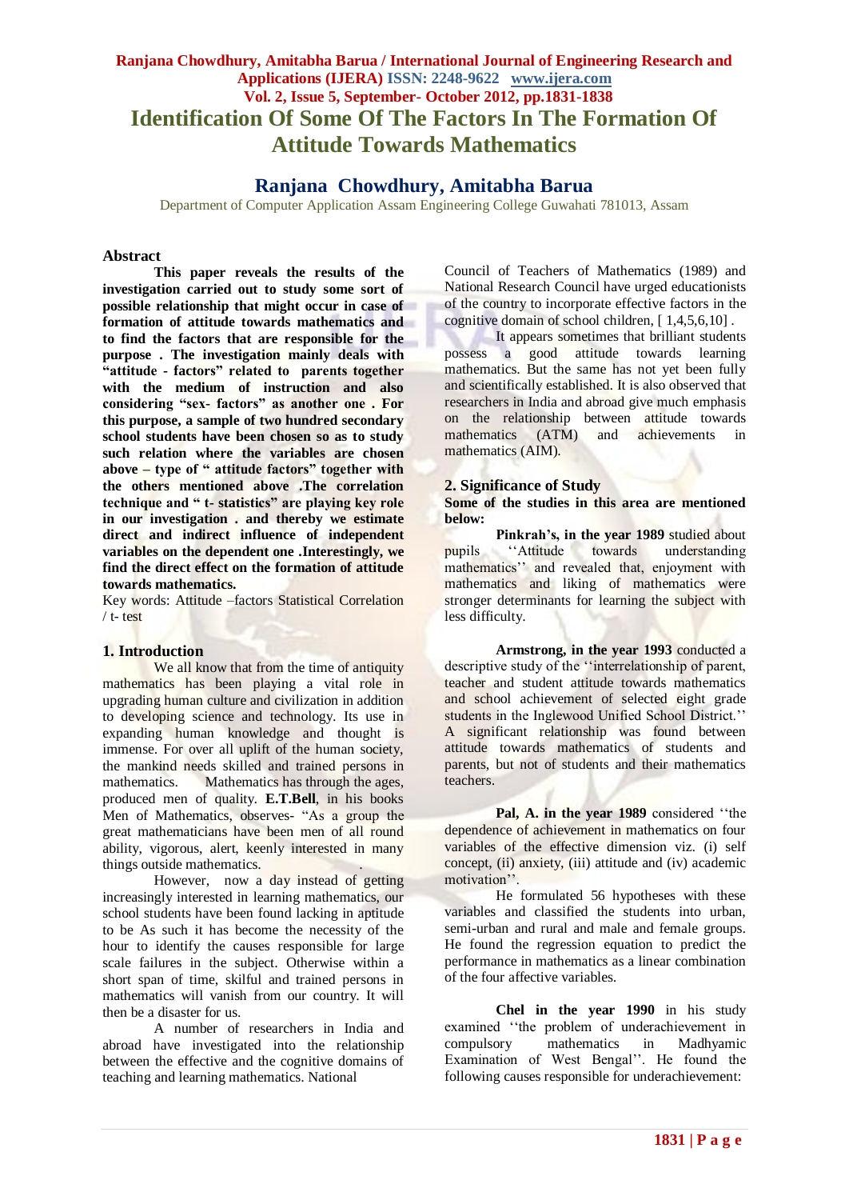# Identification Of Some Of The Factors In The Formation Of Attitude Towards Mathematics

## Ranjana Chowdhury, Amitabha Barua

Department of Computer Application Assam Engineering College Guwahati 781013, Assam

### Abstract

**This paper reveals the results of the investigation carried out to study some sort of possible relationship that might occur in case of formation of attitude towards mathematics and to find the factors that are responsible for the purpose . The investigation mainly deals with "attitude - factors" related to parents together with the medium of instruction and also considering "sex- factors" as another one . For this purpose, a sample of two hundred secondary school students have been chosen so as to study such relation where the variables are chosen above – type of " attitude factors" together with the others mentioned above .The correlation technique and " t- statistics" are playing key role in our investigation . and thereby we estimate direct and indirect influence of independent variables on the dependent one .Interestingly, we find the direct effect on the formation of attitude towards mathematics.**

Key words: Attitude –factors Statistical Correlation / t- test

## 1. Introduction

We all know that from the time of antiquity mathematics has been playing a vital role in upgrading human culture and civilization in addition to developing science and technology. Its use in expanding human knowledge and thought is immense. For over all uplift of the human society, the mankind needs skilled and trained persons in mathematics. Mathematics has through the ages, produced men of quality. **E.T.Bell**, in his books Men of Mathematics, observes- "As a group the great mathematicians have been men of all round ability, vigorous, alert, keenly interested in many things outside mathematics.

However, now a day instead of getting increasingly interested in learning mathematics, our school students have been found lacking in aptitude to be As such it has become the necessity of the hour to identify the causes responsible for large scale failures in the subject. Otherwise within a short span of time, skilful and trained persons in mathematics will vanish from our country. It will then be a disaster for us.

A number of researchers in India and abroad have investigated into the relationship between the effective and the cognitive domains of teaching and learning mathematics. National Council of Teachers of Mathematics (1989) and National Research Council have urged educationists of the country to incorporate effective factors in the cognitive domain of school children, [ 1,4,5,6,10] .

It appears sometimes that brilliant students possess a good attitude towards learning mathematics. But the same has not yet been fully and scientifically established. It is also observed that researchers in India and abroad give much emphasis on the relationship between attitude towards mathematics (ATM) and achievements in mathematics (AIM).

## 2. Significance of Study

**Some of the studies in this area are mentioned below:**

**Pinkrah's, in the year 1989** studied about pupils ''Attitude towards understanding mathematics'' and revealed that, enjoyment with mathematics and liking of mathematics were stronger determinants for learning the subject with less difficulty.

**Armstrong, in the year 1993** conducted a descriptive study of the ''interrelationship of parent, teacher and student attitude towards mathematics and school achievement of selected eight grade students in the Inglewood Unified School District.'' A significant relationship was found between attitude towards mathematics of students and parents, but not of students and their mathematics teachers.

**Pal, A. in the year 1989** considered ''the dependence of achievement in mathematics on four variables of the effective dimension viz. (i) self concept, (ii) anxiety, (iii) attitude and (iv) academic motivation''.

He formulated 56 hypotheses with these variables and classified the students into urban, semi-urban and rural and male and female groups. He found the regression equation to predict the performance in mathematics as a linear combination of the four affective variables.

**Chel in the year 1990** in his study examined ''the problem of underachievement in compulsory mathematics in Madhyamic Examination of West Bengal''. He found the following causes responsible for underachievement: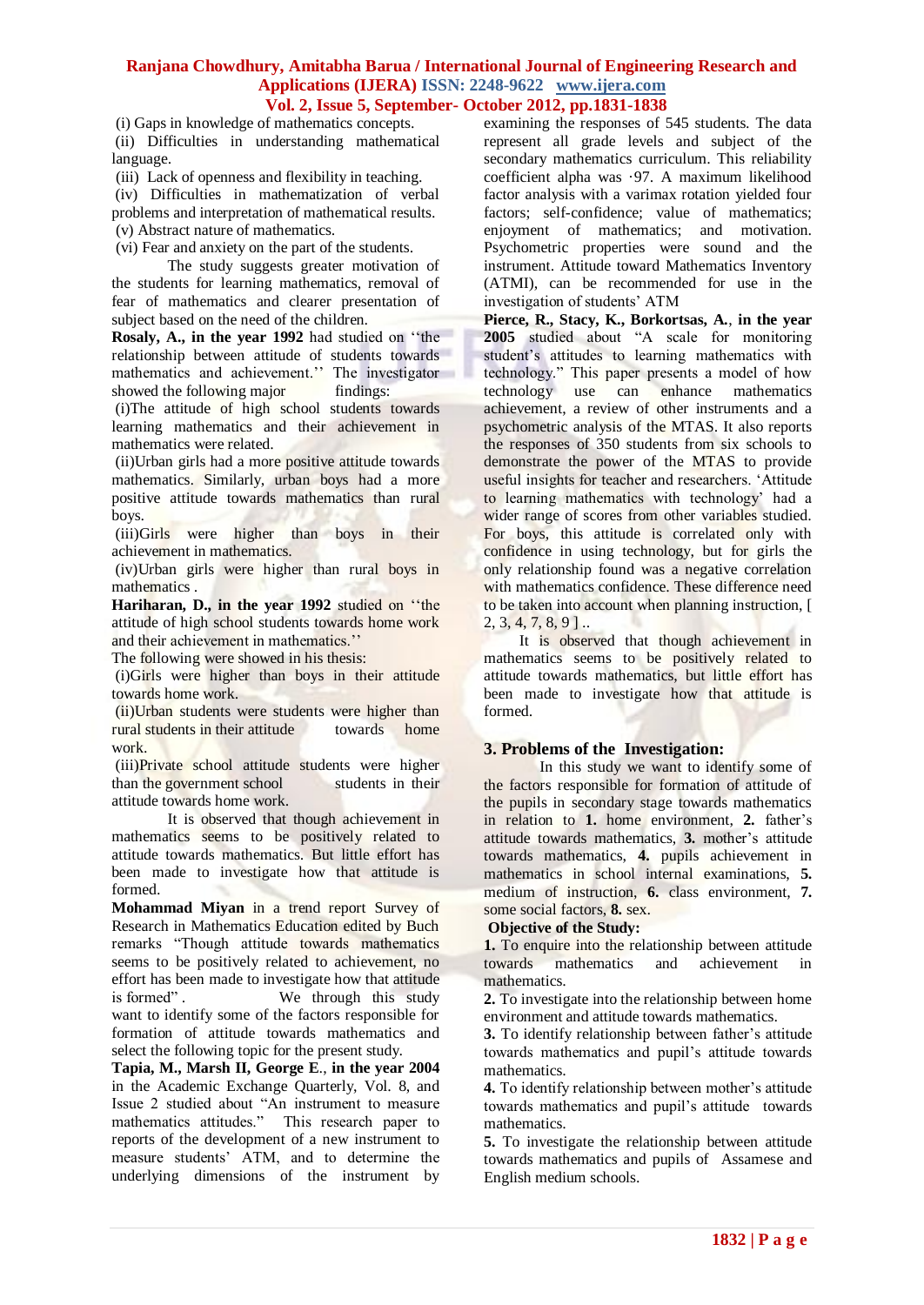(i) Gaps in knowledge of mathematics concepts.
(ii) Difficulties in understanding mathematical language.
(iii) Lack of openness and flexibility in teaching.
(iv) Difficulties in mathematization of verbal problems and interpretation of mathematical results.
(v) Abstract nature of mathematics.
(vi) Fear and anxiety on the part of the students.

The study suggests greater motivation of the students for learning mathematics, removal of fear of mathematics and clearer presentation of subject based on the need of the children.

**Rosaly, A., in the year 1992** had studied on ''the relationship between attitude of students towards mathematics and achievement.'' The investigator showed the following major findings:
(i)The attitude of high school students towards learning mathematics and their achievement in mathematics were related.
(ii)Urban girls had a more positive attitude towards mathematics. Similarly, urban boys had a more positive attitude towards mathematics than rural boys.
(iii)Girls were higher than boys in their achievement in mathematics.
(iv)Urban girls were higher than rural boys in mathematics .

**Hariharan, D., in the year 1992** studied on ''the attitude of high school students towards home work and their achievement in mathematics.''
The following were showed in his thesis:
(i)Girls were higher than boys in their attitude towards home work.
(ii)Urban students were students were higher than rural students in their attitude towards home work.
(iii)Private school attitude students were higher than the government school students in their attitude towards home work.

It is observed that though achievement in mathematics seems to be positively related to attitude towards mathematics. But little effort has been made to investigate how that attitude is formed.

**Mohammad Miyan** in a trend report Survey of Research in Mathematics Education edited by Buch remarks "Though attitude towards mathematics seems to be positively related to achievement, no effort has been made to investigate how that attitude is formed" . We through this study want to identify some of the factors responsible for formation of attitude towards mathematics and select the following topic for the present study.

**Tapia, M., Marsh II, George E., in the year 2004** in the Academic Exchange Quarterly, Vol. 8, and Issue 2 studied about "An instrument to measure mathematics attitudes." This research paper to reports of the development of a new instrument to measure students' ATM, and to determine the underlying dimensions of the instrument by examining the responses of 545 students. The data represent all grade levels and subject of the secondary mathematics curriculum. This reliability coefficient alpha was ·97. A maximum likelihood factor analysis with a varimax rotation yielded four factors; self-confidence; value of mathematics; enjoyment of mathematics; and motivation. Psychometric properties were sound and the instrument. Attitude toward Mathematics Inventory (ATMI), can be recommended for use in the investigation of students' ATM

**Pierce, R., Stacy, K., Borkortsas, A., in the year 2005** studied about "A scale for monitoring student's attitudes to learning mathematics with technology." This paper presents a model of how technology use can enhance mathematics achievement, a review of other instruments and a psychometric analysis of the MTAS. It also reports the responses of 350 students from six schools to demonstrate the power of the MTAS to provide useful insights for teacher and researchers. 'Attitude to learning mathematics with technology' had a wider range of scores from other variables studied. For boys, this attitude is correlated only with confidence in using technology, but for girls the only relationship found was a negative correlation with mathematics confidence. These difference need to be taken into account when planning instruction, [ 2, 3, 4, 7, 8, 9 ] ..

It is observed that though achievement in mathematics seems to be positively related to attitude towards mathematics, but little effort has been made to investigate how that attitude is formed.

## 3. Problems of the Investigation:

In this study we want to identify some of the factors responsible for formation of attitude of the pupils in secondary stage towards mathematics in relation to **1.** home environment, **2.** father's attitude towards mathematics, **3.** mother's attitude towards mathematics, **4.** pupils achievement in mathematics in school internal examinations, **5.** medium of instruction, **6.** class environment, **7.** some social factors, **8.** sex.

**Objective of the Study:**

**1.** To enquire into the relationship between attitude towards mathematics and achievement in mathematics.
**2.** To investigate into the relationship between home environment and attitude towards mathematics.
**3.** To identify relationship between father's attitude towards mathematics and pupil's attitude towards mathematics.
**4.** To identify relationship between mother's attitude towards mathematics and pupil's attitude towards mathematics.
**5.** To investigate the relationship between attitude towards mathematics and pupils of Assamese and English medium schools.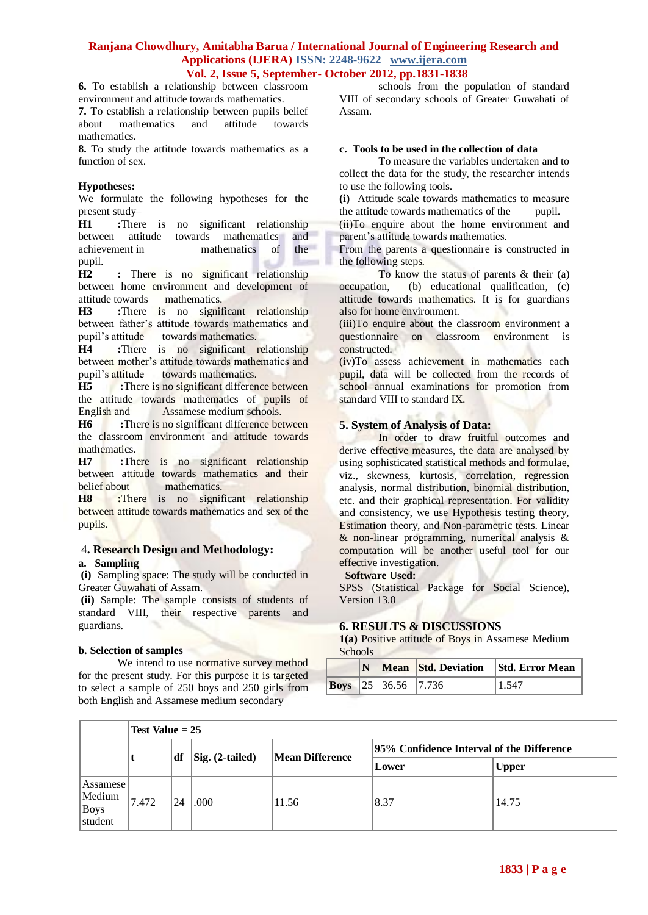**6.** To establish a relationship between classroom environment and attitude towards mathematics.

**7.** To establish a relationship between pupils belief about mathematics and attitude towards mathematics.

**8.** To study the attitude towards mathematics as a function of sex.

**Hypotheses:**

We formulate the following hypotheses for the present study–

**H1** :There is no significant relationship between attitude towards mathematics and achievement in mathematics of the pupil.

**H2** : There is no significant relationship between home environment and development of attitude towards mathematics.

**H3** :There is no significant relationship between father's attitude towards mathematics and pupil's attitude towards mathematics.

**H4** :There is no significant relationship between mother's attitude towards mathematics and pupil's attitude towards mathematics.

**H5** :There is no significant difference between the attitude towards mathematics of pupils of English and Assamese medium schools.

**H6** :There is no significant difference between the classroom environment and attitude towards mathematics.

**H7** :There is no significant relationship between attitude towards mathematics and their belief about mathematics.

**H8** :There is no significant relationship between attitude towards mathematics and sex of the pupils.

## 4. Research Design and Methodology:

**a. Sampling**

**(i)** Sampling space: The study will be conducted in Greater Guwahati of Assam.

**(ii)** Sample: The sample consists of students of standard VIII, their respective parents and guardians.

**b. Selection of samples**

We intend to use normative survey method for the present study. For this purpose it is targeted to select a sample of 250 boys and 250 girls from both English and Assamese medium secondary schools from the population of standard VIII of secondary schools of Greater Guwahati of Assam.

**c. Tools to be used in the collection of data**

To measure the variables undertaken and to collect the data for the study, the researcher intends to use the following tools.

**(i)** Attitude scale towards mathematics to measure the attitude towards mathematics of the pupil.

(ii)To enquire about the home environment and parent's attitude towards mathematics.

From the parents a questionnaire is constructed in the following steps.

To know the status of parents & their (a) occupation, (b) educational qualification, (c) attitude towards mathematics. It is for guardians also for home environment.

(iii)To enquire about the classroom environment a questionnaire on classroom environment is constructed.

(iv)To assess achievement in mathematics each pupil, data will be collected from the records of school annual examinations for promotion from standard VIII to standard IX.

## 5. System of Analysis of Data:

In order to draw fruitful outcomes and derive effective measures, the data are analysed by using sophisticated statistical methods and formulae, viz., skewness, kurtosis, correlation, regression analysis, normal distribution, binomial distribution, etc. and their graphical representation. For validity and consistency, we use Hypothesis testing theory, Estimation theory, and Non-parametric tests. Linear & non-linear programming, numerical analysis & computation will be another useful tool for our effective investigation.

**Software Used:**

SPSS (Statistical Package for Social Science), Version 13.0

## 6. RESULTS & DISCUSSIONS

**1(a)** Positive attitude of Boys in Assamese Medium Schools

| | N | Mean | Std. Deviation | Std. Error Mean |
|---|---|---|---|---|
| **Boys** | 25 | 36.56 | 7.736 | 1.547 |

| | Test Value = 25 | | | | | |
|---|---|---|---|---|---|---|
| | t | df | Sig. (2-tailed) | Mean Difference | 95% Confidence Interval of the Difference | |
| | | | | | Lower | Upper |
| Assamese Medium Boys student | 7.472 | 24 | .000 | 11.56 | 8.37 | 14.75 |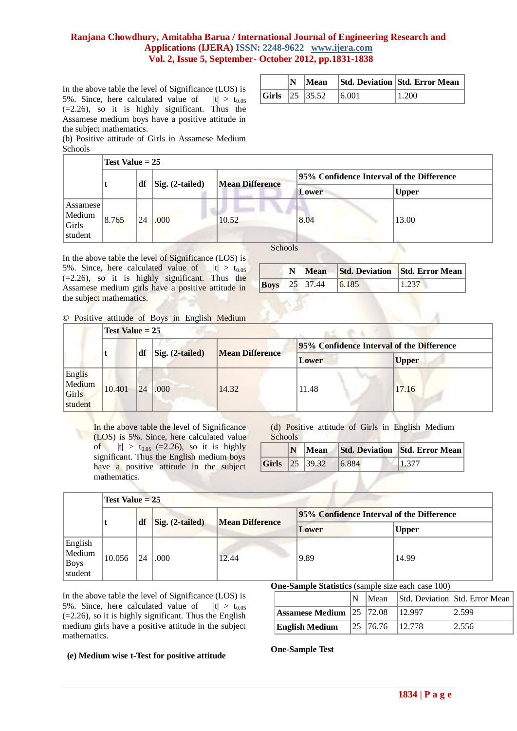In the above table the level of Significance (LOS) is 5%. Since, here calculated value of $|t| > t_{0.05}$ (=2.26), so it is highly significant. Thus the Assamese medium boys have a positive attitude in the subject mathematics.

(b) Positive attitude of Girls in Assamese Medium Schools

| | N | Mean | Std. Deviation | Std. Error Mean |
|---|---|---|---|---|
| **Girls** | 25 | 35.52 | 6.001 | 1.200 |

| | Test Value = 25 | | | | | |
|---|---|---|---|---|---|---|
| | **t** | **df** | **Sig. (2-tailed)** | **Mean Difference** | **95% Confidence Interval of the Difference** | |
| | | | | | **Lower** | **Upper** |
| Assamese Medium Girls student | 8.765 | 24 | .000 | 10.52 | 8.04 | 13.00 |

In the above table the level of Significance (LOS) is 5%. Since, here calculated value of $|t| > t_{0.05}$ (=2.26), so it is highly significant. Thus the Assamese medium girls have a positive attitude in the subject mathematics.

© Positive attitude of Boys in English Medium Schools

| | N | Mean | Std. Deviation | Std. Error Mean |
|---|---|---|---|---|
| **Boys** | 25 | 37.44 | 6.185 | 1.237 |

| | Test Value = 25 | | | | | |
|---|---|---|---|---|---|---|
| | **t** | **df** | **Sig. (2-tailed)** | **Mean Difference** | **95% Confidence Interval of the Difference** | |
| | | | | | **Lower** | **Upper** |
| Englis Medium Girls student | 10.401 | 24 | .000 | 14.32 | 11.48 | 17.16 |

In the above table the level of Significance (LOS) is 5%. Since, here calculated value of $|t| > t_{0.05}$ (=2.26), so it is highly significant. Thus the English medium boys have a positive attitude in the subject mathematics.

(d) Positive attitude of Girls in English Medium Schools

| | N | Mean | Std. Deviation | Std. Error Mean |
|---|---|---|---|---|
| **Girls** | 25 | 39.32 | 6.884 | 1.377 |

| | Test Value = 25 | | | | | |
|---|---|---|---|---|---|---|
| | **t** | **df** | **Sig. (2-tailed)** | **Mean Difference** | **95% Confidence Interval of the Difference** | |
| | | | | | **Lower** | **Upper** |
| English Medium Boys student | 10.056 | 24 | .000 | 12.44 | 9.89 | 14.99 |

In the above table the level of Significance (LOS) is 5%. Since, here calculated value of $|t| > t_{0.05}$ (=2.26), so it is highly significant. Thus the English medium girls have a positive attitude in the subject mathematics.

**(e) Medium wise t-Test for positive attitude**

**One-Sample Statistics** (sample size each case 100)

| | N | Mean | Std. Deviation | Std. Error Mean |
|---|---|---|---|---|
| **Assamese Medium** | 25 | 72.08 | 12.997 | 2.599 |
| **English Medium** | 25 | 76.76 | 12.778 | 2.556 |

**One-Sample Test**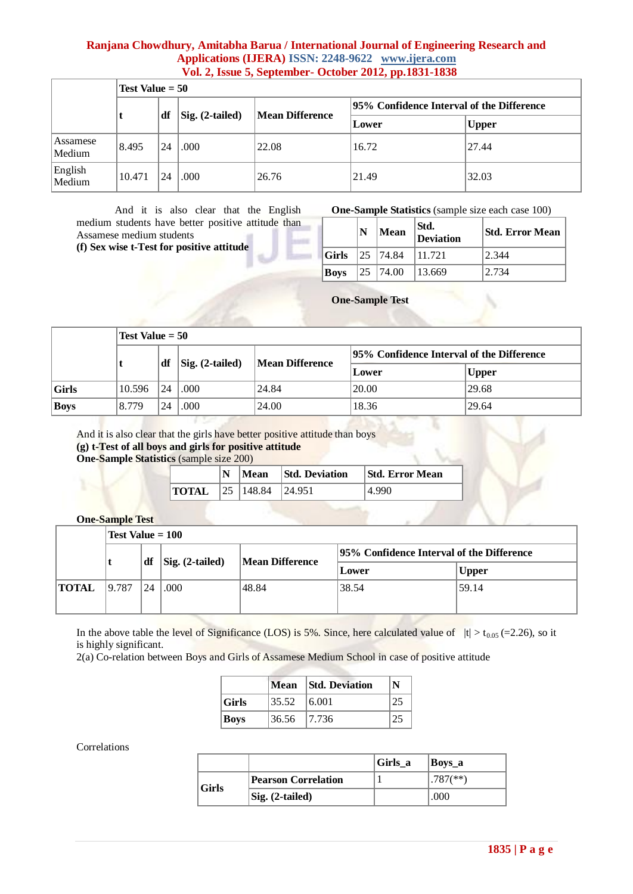| | Test Value = 50 | | | | | |
|---|---|---|---|---|---|---|
| | t | df | Sig. (2-tailed) | Mean Difference | 95% Confidence Interval of the Difference | |
| | | | | | Lower | Upper |
| Assamese Medium | 8.495 | 24 | .000 | 22.08 | 16.72 | 27.44 |
| English Medium | 10.471 | 24 | .000 | 26.76 | 21.49 | 32.03 |

And it is also clear that the English medium students have better positive attitude than Assamese medium students

**(f) Sex wise t-Test for positive attitude**

**One-Sample Statistics** (sample size each case 100)

| | N | Mean | Std. Deviation | Std. Error Mean |
|---|---|---|---|---|
| **Girls** | 25 | 74.84 | 11.721 | 2.344 |
| **Boys** | 25 | 74.00 | 13.669 | 2.734 |

**One-Sample Test**

| | Test Value = 50 | | | | | |
|---|---|---|---|---|---|---|
| | t | df | Sig. (2-tailed) | Mean Difference | 95% Confidence Interval of the Difference | |
| | | | | | Lower | Upper |
| **Girls** | 10.596 | 24 | .000 | 24.84 | 20.00 | 29.68 |
| **Boys** | 8.779 | 24 | .000 | 24.00 | 18.36 | 29.64 |

And it is also clear that the girls have better positive attitude than boys

**(g) t-Test of all boys and girls for positive attitude**

**One-Sample Statistics** (sample size 200)

| | N | Mean | Std. Deviation | Std. Error Mean |
|---|---|---|---|---|
| **TOTAL** | 25 | 148.84 | 24.951 | 4.990 |

**One-Sample Test**

| | Test Value = 100 | | | | | |
|---|---|---|---|---|---|---|
| | t | df | Sig. (2-tailed) | Mean Difference | 95% Confidence Interval of the Difference | |
| | | | | | Lower | Upper |
| **TOTAL** | 9.787 | 24 | .000 | 48.84 | 38.54 | 59.14 |

In the above table the level of Significance (LOS) is 5%. Since, here calculated value of $|t| > t_{0.05}$ (=2.26), so it is highly significant.

2(a) Co-relation between Boys and Girls of Assamese Medium School in case of positive attitude

| | Mean | Std. Deviation | N |
|---|---|---|---|
| **Girls** | 35.52 | 6.001 | 25 |
| **Boys** | 36.56 | 7.736 | 25 |

Correlations

| | | Girls_a | Boys_a |
|---|---|---|---|
| **Girls** | **Pearson Correlation** | 1 | .787(**) |
| | **Sig. (2-tailed)** | | .000 |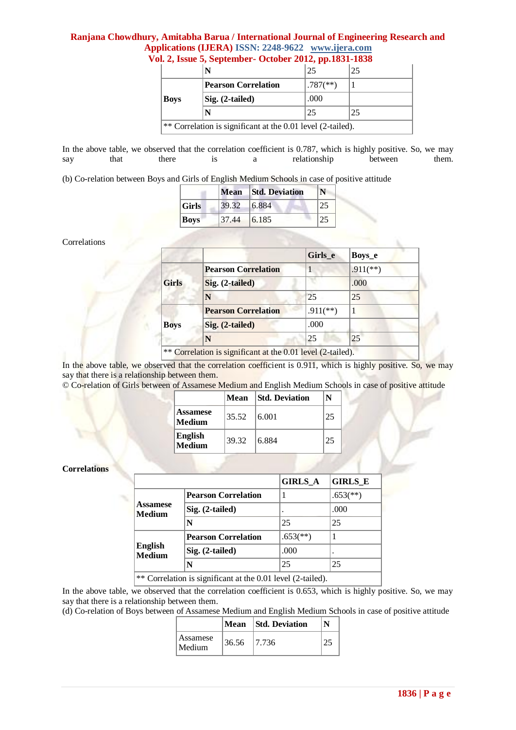| | | | |
|---|---|---|---|
| | **N** | 25 | 25 |
| **Boys** | **Pearson Correlation** | .787(**) | 1 |
| | **Sig. (2-tailed)** | .000 | |
| | **N** | 25 | 25 |
| ** Correlation is significant at the 0.01 level (2-tailed). | | | |

In the above table, we observed that the correlation coefficient is 0.787, which is highly positive. So, we may say that there is a relationship between them.

(b) Co-relation between Boys and Girls of English Medium Schools in case of positive attitude

| | Mean | Std. Deviation | N |
|---|---|---|---|
| **Girls** | 39.32 | 6.884 | 25 |
| **Boys** | 37.44 | 6.185 | 25 |

Correlations

| | | Girls_e | Boys_e |
|---|---|---|---|
| **Girls** | **Pearson Correlation** | 1 | .911(**) |
| | **Sig. (2-tailed)** | | .000 |
| | **N** | 25 | 25 |
| **Boys** | **Pearson Correlation** | .911(**) | 1 |
| | **Sig. (2-tailed)** | .000 | |
| | **N** | 25 | 25 |
| ** Correlation is significant at the 0.01 level (2-tailed). | | | |

In the above table, we observed that the correlation coefficient is 0.911, which is highly positive. So, we may say that there is a relationship between them.

© Co-relation of Girls between of Assamese Medium and English Medium Schools in case of positive attitude

| | Mean | Std. Deviation | N |
|---|---|---|---|
| **Assamese Medium** | 35.52 | 6.001 | 25 |
| **English Medium** | 39.32 | 6.884 | 25 |

**Correlations**

| | | GIRLS_A | GIRLS_E |
|---|---|---|---|
| **Assamese Medium** | **Pearson Correlation** | 1 | .653(**) |
| | **Sig. (2-tailed)** | . | .000 |
| | **N** | 25 | 25 |
| **English Medium** | **Pearson Correlation** | .653(**) | 1 |
| | **Sig. (2-tailed)** | .000 | . |
| | **N** | 25 | 25 |
| ** Correlation is significant at the 0.01 level (2-tailed). | | | |

In the above table, we observed that the correlation coefficient is 0.653, which is highly positive. So, we may say that there is a relationship between them.

(d) Co-relation of Boys between of Assamese Medium and English Medium Schools in case of positive attitude

| | Mean | Std. Deviation | N |
|---|---|---|---|
| Assamese Medium | 36.56 | 7.736 | 25 |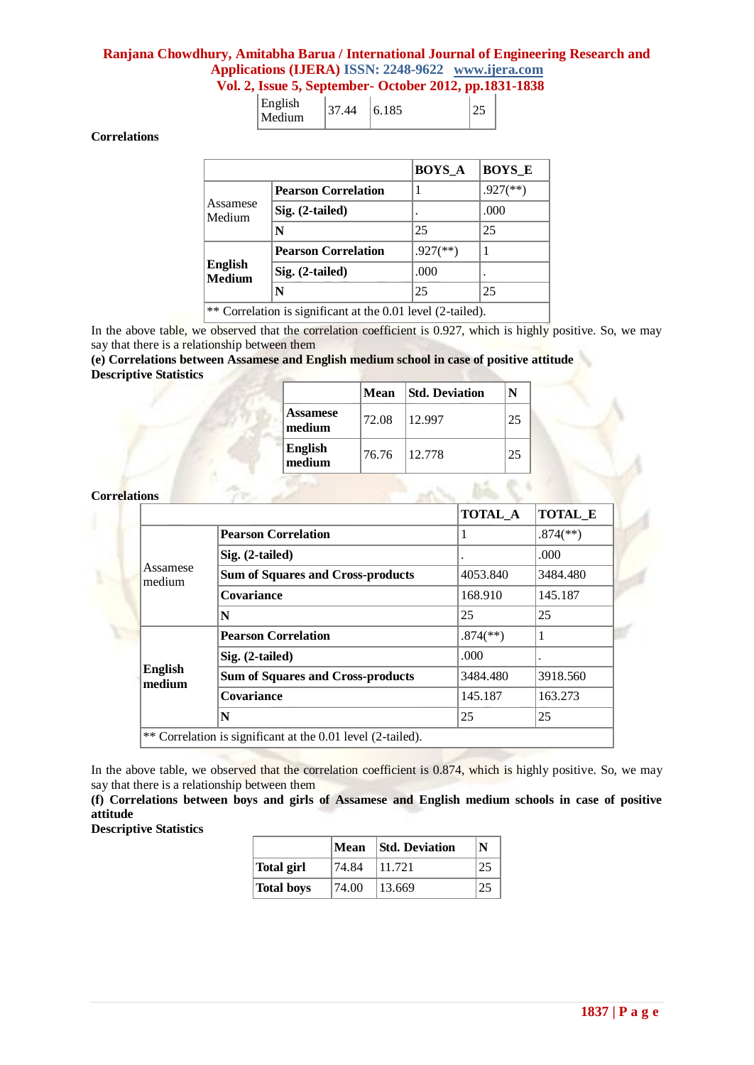| English Medium | 37.44 | 6.185 | 25 |
|---|---|---|---|

**Correlations**

| | | BOYS_A | BOYS_E |
|---|---|---|---|
| Assamese Medium | **Pearson Correlation** | 1 | .927(**) |
| | **Sig. (2-tailed)** | . | .000 |
| | **N** | 25 | 25 |
| **English Medium** | **Pearson Correlation** | .927(**) | 1 |
| | **Sig. (2-tailed)** | .000 | . |
| | **N** | 25 | 25 |
| ** Correlation is significant at the 0.01 level (2-tailed). | | | |

In the above table, we observed that the correlation coefficient is 0.927, which is highly positive. So, we may say that there is a relationship between them

**(e) Correlations between Assamese and English medium school in case of positive attitude**

**Descriptive Statistics**

| | Mean | Std. Deviation | N |
|---|---|---|---|
| **Assamese medium** | 72.08 | 12.997 | 25 |
| **English medium** | 76.76 | 12.778 | 25 |

**Correlations**

| | | TOTAL_A | TOTAL_E |
|---|---|---|---|
| Assamese medium | **Pearson Correlation** | 1 | .874(**) |
| | **Sig. (2-tailed)** | . | .000 |
| | **Sum of Squares and Cross-products** | 4053.840 | 3484.480 |
| | **Covariance** | 168.910 | 145.187 |
| | **N** | 25 | 25 |
| **English medium** | **Pearson Correlation** | .874(**) | 1 |
| | **Sig. (2-tailed)** | .000 | . |
| | **Sum of Squares and Cross-products** | 3484.480 | 3918.560 |
| | **Covariance** | 145.187 | 163.273 |
| | **N** | 25 | 25 |
| ** Correlation is significant at the 0.01 level (2-tailed). | | | |

In the above table, we observed that the correlation coefficient is 0.874, which is highly positive. So, we may say that there is a relationship between them

**(f) Correlations between boys and girls of Assamese and English medium schools in case of positive attitude**

**Descriptive Statistics**

| | Mean | Std. Deviation | N |
|---|---|---|---|
| **Total girl** | 74.84 | 11.721 | 25 |
| **Total boys** | 74.00 | 13.669 | 25 |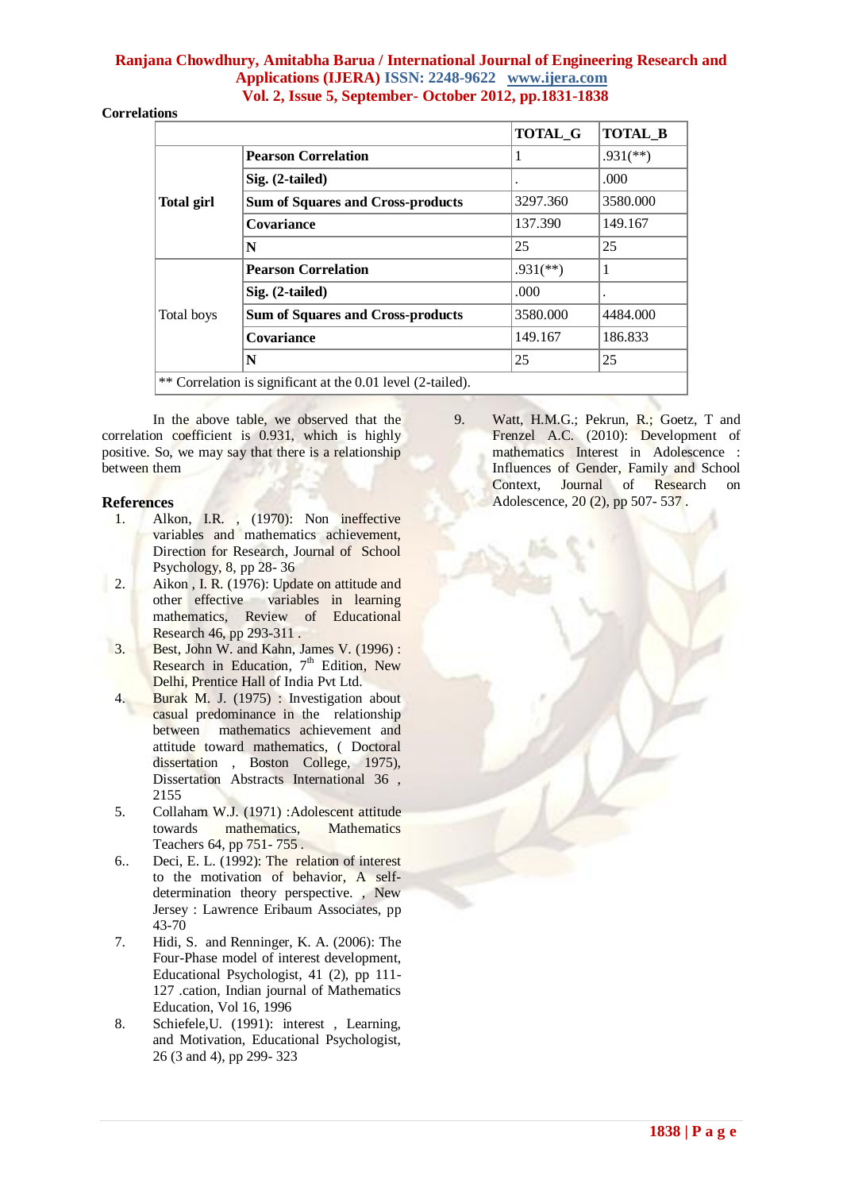**Correlations**

| | | TOTAL_G | TOTAL_B |
|---|---|---|---|
| **Total girl** | **Pearson Correlation** | 1 | .931(**) |
| | **Sig. (2-tailed)** | . | .000 |
| | **Sum of Squares and Cross-products** | 3297.360 | 3580.000 |
| | **Covariance** | 137.390 | 149.167 |
| | **N** | 25 | 25 |
| Total boys | **Pearson Correlation** | .931(**) | 1 |
| | **Sig. (2-tailed)** | .000 | . |
| | **Sum of Squares and Cross-products** | 3580.000 | 4484.000 |
| | **Covariance** | 149.167 | 186.833 |
| | **N** | 25 | 25 |

** Correlation is significant at the 0.01 level (2-tailed).

In the above table, we observed that the correlation coefficient is 0.931, which is highly positive. So, we may say that there is a relationship between them

## References

1. Alkon, I.R. , (1970): Non ineffective variables and mathematics achievement, Direction for Research, Journal of School Psychology, 8, pp 28- 36
2. Aikon , I. R. (1976): Update on attitude and other effective variables in learning mathematics, Review of Educational Research 46, pp 293-311 .
3. Best, John W. and Kahn, James V. (1996) : Research in Education, 7th Edition, New Delhi, Prentice Hall of India Pvt Ltd.
4. Burak M. J. (1975) : Investigation about casual predominance in the relationship between mathematics achievement and attitude toward mathematics, ( Doctoral dissertation , Boston College, 1975), Dissertation Abstracts International 36 , 2155
5. Collaham W.J. (1971) :Adolescent attitude towards mathematics, Mathematics Teachers 64, pp 751- 755 .
6. Deci, E. L. (1992): The relation of interest to the motivation of behavior, A self-determination theory perspective. , New Jersey : Lawrence Eribaum Associates, pp 43-70
7. Hidi, S. and Renninger, K. A. (2006): The Four-Phase model of interest development, Educational Psychologist, 41 (2), pp 111-127 .cation, Indian journal of Mathematics Education, Vol 16, 1996
8. Schiefele,U. (1991): interest , Learning, and Motivation, Educational Psychologist, 26 (3 and 4), pp 299- 323
9. Watt, H.M.G.; Pekrun, R.; Goetz, T and Frenzel A.C. (2010): Development of mathematics Interest in Adolescence : Influences of Gender, Family and School Context, Journal of Research on Adolescence, 20 (2), pp 507- 537 .